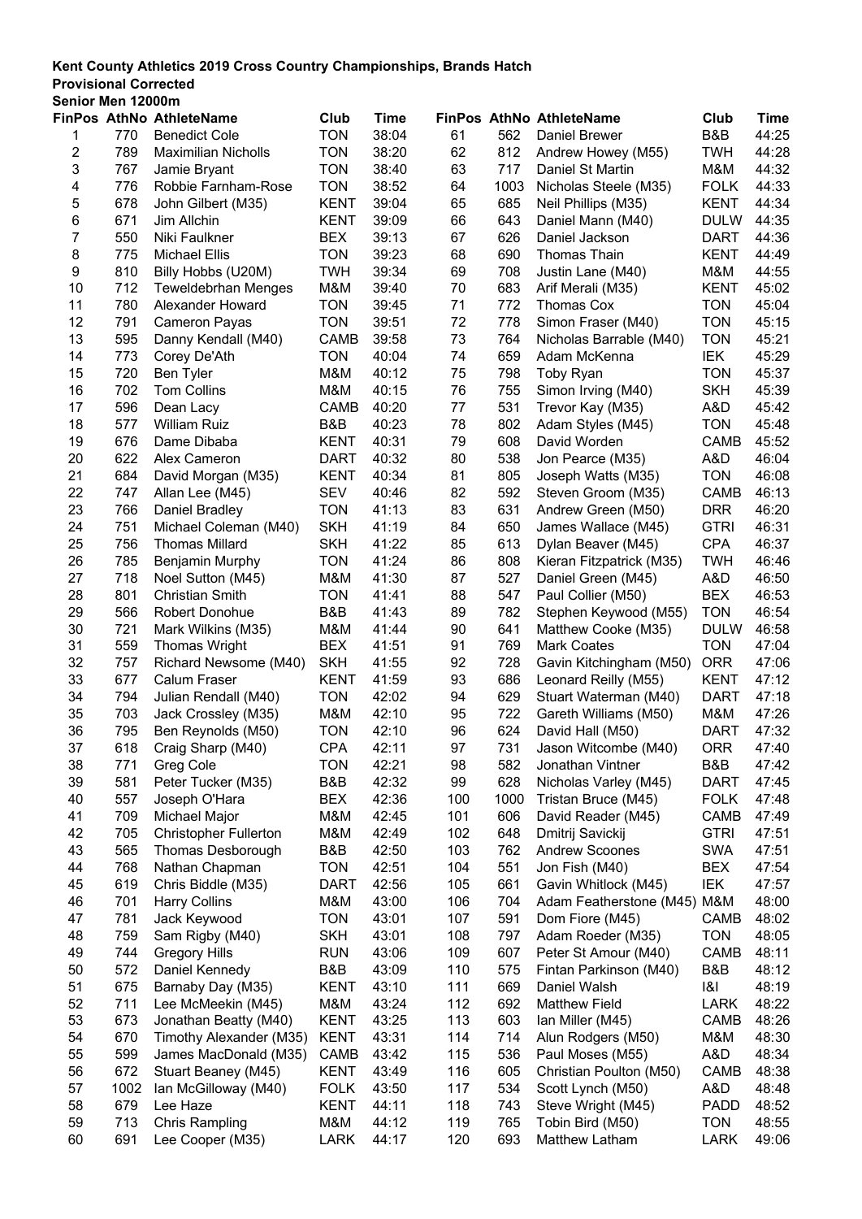**Kent County Athletics 2019 Cross Country Championships, Brands Hatch**
**Provisional Corrected**
**Senior Men 12000m**

| FinPos | AthNo | AthleteName | Club | Time |
|---|---|---|---|---|
| 1 | 770 | Benedict Cole | TON | 38:04 |
| 2 | 789 | Maximilian Nicholls | TON | 38:20 |
| 3 | 767 | Jamie Bryant | TON | 38:40 |
| 4 | 776 | Robbie Farnham-Rose | TON | 38:52 |
| 5 | 678 | John Gilbert (M35) | KENT | 39:04 |
| 6 | 671 | Jim Allchin | KENT | 39:09 |
| 7 | 550 | Niki Faulkner | BEX | 39:13 |
| 8 | 775 | Michael Ellis | TON | 39:23 |
| 9 | 810 | Billy Hobbs (U20M) | TWH | 39:34 |
| 10 | 712 | Teweldebrhan Menges | M&M | 39:40 |
| 11 | 780 | Alexander Howard | TON | 39:45 |
| 12 | 791 | Cameron Payas | TON | 39:51 |
| 13 | 595 | Danny Kendall (M40) | CAMB | 39:58 |
| 14 | 773 | Corey De'Ath | TON | 40:04 |
| 15 | 720 | Ben Tyler | M&M | 40:12 |
| 16 | 702 | Tom Collins | M&M | 40:15 |
| 17 | 596 | Dean Lacy | CAMB | 40:20 |
| 18 | 577 | William Ruiz | B&B | 40:23 |
| 19 | 676 | Dame Dibaba | KENT | 40:31 |
| 20 | 622 | Alex Cameron | DART | 40:32 |
| 21 | 684 | David Morgan (M35) | KENT | 40:34 |
| 22 | 747 | Allan Lee (M45) | SEV | 40:46 |
| 23 | 766 | Daniel Bradley | TON | 41:13 |
| 24 | 751 | Michael Coleman (M40) | SKH | 41:19 |
| 25 | 756 | Thomas Millard | SKH | 41:22 |
| 26 | 785 | Benjamin Murphy | TON | 41:24 |
| 27 | 718 | Noel Sutton (M45) | M&M | 41:30 |
| 28 | 801 | Christian Smith | TON | 41:41 |
| 29 | 566 | Robert Donohue | B&B | 41:43 |
| 30 | 721 | Mark Wilkins (M35) | M&M | 41:44 |
| 31 | 559 | Thomas Wright | BEX | 41:51 |
| 32 | 757 | Richard Newsome (M40) | SKH | 41:55 |
| 33 | 677 | Calum Fraser | KENT | 41:59 |
| 34 | 794 | Julian Rendall (M40) | TON | 42:02 |
| 35 | 703 | Jack Crossley (M35) | M&M | 42:10 |
| 36 | 795 | Ben Reynolds (M50) | TON | 42:10 |
| 37 | 618 | Craig Sharp (M40) | CPA | 42:11 |
| 38 | 771 | Greg Cole | TON | 42:21 |
| 39 | 581 | Peter Tucker (M35) | B&B | 42:32 |
| 40 | 557 | Joseph O'Hara | BEX | 42:36 |
| 41 | 709 | Michael Major | M&M | 42:45 |
| 42 | 705 | Christopher Fullerton | M&M | 42:49 |
| 43 | 565 | Thomas Desborough | B&B | 42:50 |
| 44 | 768 | Nathan Chapman | TON | 42:51 |
| 45 | 619 | Chris Biddle (M35) | DART | 42:56 |
| 46 | 701 | Harry Collins | M&M | 43:00 |
| 47 | 781 | Jack Keywood | TON | 43:01 |
| 48 | 759 | Sam Rigby (M40) | SKH | 43:01 |
| 49 | 744 | Gregory Hills | RUN | 43:06 |
| 50 | 572 | Daniel Kennedy | B&B | 43:09 |
| 51 | 675 | Barnaby Day (M35) | KENT | 43:10 |
| 52 | 711 | Lee McMeekin (M45) | M&M | 43:24 |
| 53 | 673 | Jonathan Beatty (M40) | KENT | 43:25 |
| 54 | 670 | Timothy Alexander (M35) | KENT | 43:31 |
| 55 | 599 | James MacDonald (M35) | CAMB | 43:42 |
| 56 | 672 | Stuart Beaney (M45) | KENT | 43:49 |
| 57 | 1002 | Ian McGilloway (M40) | FOLK | 43:50 |
| 58 | 679 | Lee Haze | KENT | 44:11 |
| 59 | 713 | Chris Rampling | M&M | 44:12 |
| 60 | 691 | Lee Cooper (M35) | LARK | 44:17 |
| 61 | 562 | Daniel Brewer | B&B | 44:25 |
| 62 | 812 | Andrew Howey (M55) | TWH | 44:28 |
| 63 | 717 | Daniel St Martin | M&M | 44:32 |
| 64 | 1003 | Nicholas Steele (M35) | FOLK | 44:33 |
| 65 | 685 | Neil Phillips (M35) | KENT | 44:34 |
| 66 | 643 | Daniel Mann (M40) | DULW | 44:35 |
| 67 | 626 | Daniel Jackson | DART | 44:36 |
| 68 | 690 | Thomas Thain | KENT | 44:49 |
| 69 | 708 | Justin Lane (M40) | M&M | 44:55 |
| 70 | 683 | Arif Merali (M35) | KENT | 45:02 |
| 71 | 772 | Thomas Cox | TON | 45:04 |
| 72 | 778 | Simon Fraser (M40) | TON | 45:15 |
| 73 | 764 | Nicholas Barrable (M40) | TON | 45:21 |
| 74 | 659 | Adam McKenna | IEK | 45:29 |
| 75 | 798 | Toby Ryan | TON | 45:37 |
| 76 | 755 | Simon Irving (M40) | SKH | 45:39 |
| 77 | 531 | Trevor Kay (M35) | A&D | 45:42 |
| 78 | 802 | Adam Styles (M45) | TON | 45:48 |
| 79 | 608 | David Worden | CAMB | 45:52 |
| 80 | 538 | Jon Pearce (M35) | A&D | 46:04 |
| 81 | 805 | Joseph Watts (M35) | TON | 46:08 |
| 82 | 592 | Steven Groom (M35) | CAMB | 46:13 |
| 83 | 631 | Andrew Green (M50) | DRR | 46:20 |
| 84 | 650 | James Wallace (M45) | GTRI | 46:31 |
| 85 | 613 | Dylan Beaver (M45) | CPA | 46:37 |
| 86 | 808 | Kieran Fitzpatrick (M35) | TWH | 46:46 |
| 87 | 527 | Daniel Green (M45) | A&D | 46:50 |
| 88 | 547 | Paul Collier (M50) | BEX | 46:53 |
| 89 | 782 | Stephen Keywood (M55) | TON | 46:54 |
| 90 | 641 | Matthew Cooke (M35) | DULW | 46:58 |
| 91 | 769 | Mark Coates | TON | 47:04 |
| 92 | 728 | Gavin Kitchingham (M50) | ORR | 47:06 |
| 93 | 686 | Leonard Reilly (M55) | KENT | 47:12 |
| 94 | 629 | Stuart Waterman (M40) | DART | 47:18 |
| 95 | 722 | Gareth Williams (M50) | M&M | 47:26 |
| 96 | 624 | David Hall (M50) | DART | 47:32 |
| 97 | 731 | Jason Witcombe (M40) | ORR | 47:40 |
| 98 | 582 | Jonathan Vintner | B&B | 47:42 |
| 99 | 628 | Nicholas Varley (M45) | DART | 47:45 |
| 100 | 1000 | Tristan Bruce (M45) | FOLK | 47:48 |
| 101 | 606 | David Reader (M45) | CAMB | 47:49 |
| 102 | 648 | Dmitrij Savickij | GTRI | 47:51 |
| 103 | 762 | Andrew Scoones | SWA | 47:51 |
| 104 | 551 | Jon Fish (M40) | BEX | 47:54 |
| 105 | 661 | Gavin Whitlock (M45) | IEK | 47:57 |
| 106 | 704 | Adam Featherstone (M45) | M&M | 48:00 |
| 107 | 591 | Dom Fiore (M45) | CAMB | 48:02 |
| 108 | 797 | Adam Roeder (M35) | TON | 48:05 |
| 109 | 607 | Peter St Amour (M40) | CAMB | 48:11 |
| 110 | 575 | Fintan Parkinson (M40) | B&B | 48:12 |
| 111 | 669 | Daniel Walsh | I&I | 48:19 |
| 112 | 692 | Matthew Field | LARK | 48:22 |
| 113 | 603 | Ian Miller (M45) | CAMB | 48:26 |
| 114 | 714 | Alun Rodgers (M50) | M&M | 48:30 |
| 115 | 536 | Paul Moses (M55) | A&D | 48:34 |
| 116 | 605 | Christian Poulton (M50) | CAMB | 48:38 |
| 117 | 534 | Scott Lynch (M50) | A&D | 48:48 |
| 118 | 743 | Steve Wright (M45) | PADD | 48:52 |
| 119 | 765 | Tobin Bird (M50) | TON | 48:55 |
| 120 | 693 | Matthew Latham | LARK | 49:06 |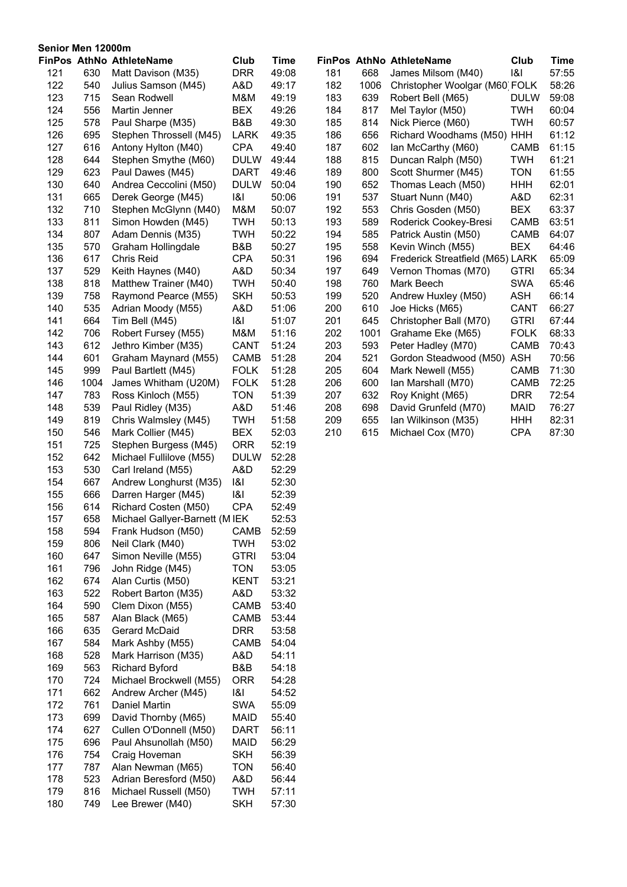**Senior Men 12000m**

| FinPos | AthNo | AthleteName | Club | Time |
|---|---|---|---|---|
| 121 | 630 | Matt Davison (M35) | DRR | 49:08 |
| 122 | 540 | Julius Samson (M45) | A&D | 49:17 |
| 123 | 715 | Sean Rodwell | M&M | 49:19 |
| 124 | 556 | Martin Jenner | BEX | 49:26 |
| 125 | 578 | Paul Sharpe (M35) | B&B | 49:30 |
| 126 | 695 | Stephen Throssell (M45) | LARK | 49:35 |
| 127 | 616 | Antony Hylton (M40) | CPA | 49:40 |
| 128 | 644 | Stephen Smythe (M60) | DULW | 49:44 |
| 129 | 623 | Paul Dawes (M45) | DART | 49:46 |
| 130 | 640 | Andrea Ceccolini (M50) | DULW | 50:04 |
| 131 | 665 | Derek George (M45) | I&I | 50:06 |
| 132 | 710 | Stephen McGlynn (M40) | M&M | 50:07 |
| 133 | 811 | Simon Howden (M45) | TWH | 50:13 |
| 134 | 807 | Adam Dennis (M35) | TWH | 50:22 |
| 135 | 570 | Graham Hollingdale | B&B | 50:27 |
| 136 | 617 | Chris Reid | CPA | 50:31 |
| 137 | 529 | Keith Haynes (M40) | A&D | 50:34 |
| 138 | 818 | Matthew Trainer (M40) | TWH | 50:40 |
| 139 | 758 | Raymond Pearce (M55) | SKH | 50:53 |
| 140 | 535 | Adrian Moody (M55) | A&D | 51:06 |
| 141 | 664 | Tim Bell (M45) | I&I | 51:07 |
| 142 | 706 | Robert Fursey (M55) | M&M | 51:16 |
| 143 | 612 | Jethro Kimber (M35) | CANT | 51:24 |
| 144 | 601 | Graham Maynard (M55) | CAMB | 51:28 |
| 145 | 999 | Paul Bartlett (M45) | FOLK | 51:28 |
| 146 | 1004 | James Whitham (U20M) | FOLK | 51:28 |
| 147 | 783 | Ross Kinloch (M55) | TON | 51:39 |
| 148 | 539 | Paul Ridley (M35) | A&D | 51:46 |
| 149 | 819 | Chris Walmsley (M45) | TWH | 51:58 |
| 150 | 546 | Mark Collier (M45) | BEX | 52:03 |
| 151 | 725 | Stephen Burgess (M45) | ORR | 52:19 |
| 152 | 642 | Michael Fullilove (M55) | DULW | 52:28 |
| 153 | 530 | Carl Ireland (M55) | A&D | 52:29 |
| 154 | 667 | Andrew Longhurst (M35) | I&I | 52:30 |
| 155 | 666 | Darren Harger (M45) | I&I | 52:39 |
| 156 | 614 | Richard Costen (M50) | CPA | 52:49 |
| 157 | 658 | Michael Gallyer-Barnett (M | IEK | 52:53 |
| 158 | 594 | Frank Hudson (M50) | CAMB | 52:59 |
| 159 | 806 | Neil Clark (M40) | TWH | 53:02 |
| 160 | 647 | Simon Neville (M55) | GTRI | 53:04 |
| 161 | 796 | John Ridge (M45) | TON | 53:05 |
| 162 | 674 | Alan Curtis (M50) | KENT | 53:21 |
| 163 | 522 | Robert Barton (M35) | A&D | 53:32 |
| 164 | 590 | Clem Dixon (M55) | CAMB | 53:40 |
| 165 | 587 | Alan Black (M65) | CAMB | 53:44 |
| 166 | 635 | Gerard McDaid | DRR | 53:58 |
| 167 | 584 | Mark Ashby (M55) | CAMB | 54:04 |
| 168 | 528 | Mark Harrison (M35) | A&D | 54:11 |
| 169 | 563 | Richard Byford | B&B | 54:18 |
| 170 | 724 | Michael Brockwell (M55) | ORR | 54:28 |
| 171 | 662 | Andrew Archer (M45) | I&I | 54:52 |
| 172 | 761 | Daniel Martin | SWA | 55:09 |
| 173 | 699 | David Thornby (M65) | MAID | 55:40 |
| 174 | 627 | Cullen O'Donnell (M50) | DART | 56:11 |
| 175 | 696 | Paul Ahsunollah (M50) | MAID | 56:29 |
| 176 | 754 | Craig Hoveman | SKH | 56:39 |
| 177 | 787 | Alan Newman (M65) | TON | 56:40 |
| 178 | 523 | Adrian Beresford (M50) | A&D | 56:44 |
| 179 | 816 | Michael Russell (M50) | TWH | 57:11 |
| 180 | 749 | Lee Brewer (M40) | SKH | 57:30 |
| 181 | 668 | James Milsom (M40) | I&I | 57:55 |
| 182 | 1006 | Christopher Woolgar (M60) | FOLK | 58:26 |
| 183 | 639 | Robert Bell (M65) | DULW | 59:08 |
| 184 | 817 | Mel Taylor (M50) | TWH | 60:04 |
| 185 | 814 | Nick Pierce (M60) | TWH | 60:57 |
| 186 | 656 | Richard Woodhams (M50) | HHH | 61:12 |
| 187 | 602 | Ian McCarthy (M60) | CAMB | 61:15 |
| 188 | 815 | Duncan Ralph (M50) | TWH | 61:21 |
| 189 | 800 | Scott Shurmer (M45) | TON | 61:55 |
| 190 | 652 | Thomas Leach (M50) | HHH | 62:01 |
| 191 | 537 | Stuart Nunn (M40) | A&D | 62:31 |
| 192 | 553 | Chris Gosden (M50) | BEX | 63:37 |
| 193 | 589 | Roderick Cookey-Bresi | CAMB | 63:51 |
| 194 | 585 | Patrick Austin (M50) | CAMB | 64:07 |
| 195 | 558 | Kevin Winch (M55) | BEX | 64:46 |
| 196 | 694 | Frederick Streatfield (M65) | LARK | 65:09 |
| 197 | 649 | Vernon Thomas (M70) | GTRI | 65:34 |
| 198 | 760 | Mark Beech | SWA | 65:46 |
| 199 | 520 | Andrew Huxley (M50) | ASH | 66:14 |
| 200 | 610 | Joe Hicks (M65) | CANT | 66:27 |
| 201 | 645 | Christopher Ball (M70) | GTRI | 67:44 |
| 202 | 1001 | Grahame Eke (M65) | FOLK | 68:33 |
| 203 | 593 | Peter Hadley (M70) | CAMB | 70:43 |
| 204 | 521 | Gordon Steadwood (M50) | ASH | 70:56 |
| 205 | 604 | Mark Newell (M55) | CAMB | 71:30 |
| 206 | 600 | Ian Marshall (M70) | CAMB | 72:25 |
| 207 | 632 | Roy Knight (M65) | DRR | 72:54 |
| 208 | 698 | David Grunfeld (M70) | MAID | 76:27 |
| 209 | 655 | Ian Wilkinson (M35) | HHH | 82:31 |
| 210 | 615 | Michael Cox (M70) | CPA | 87:30 |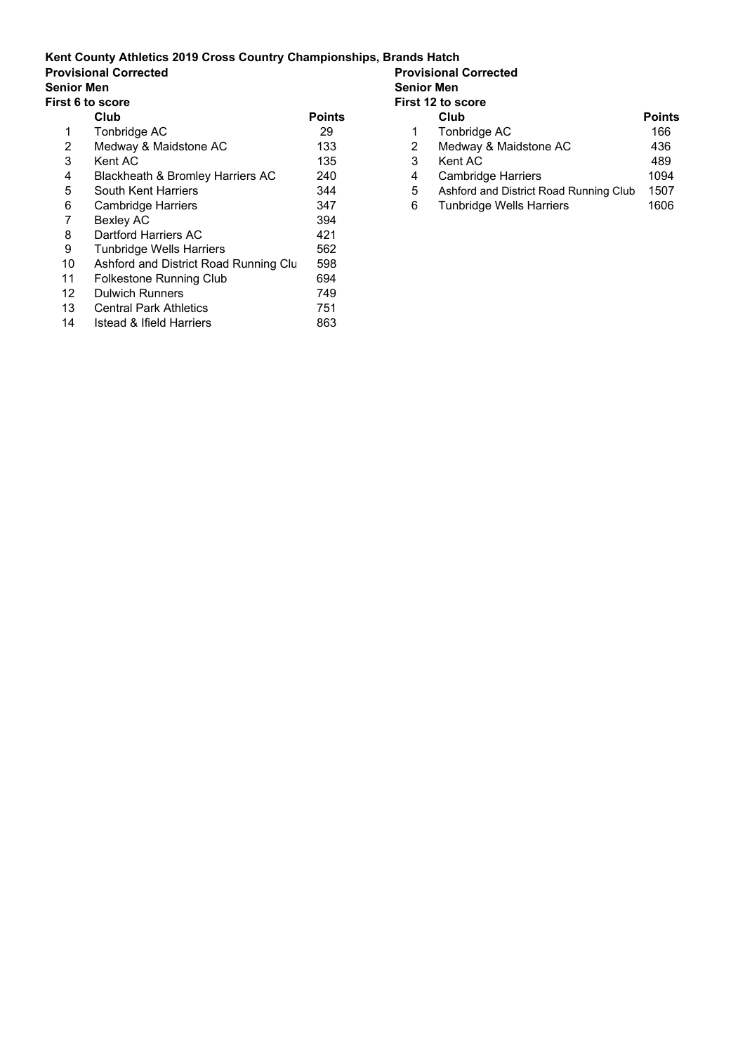**Kent County Athletics 2019 Cross Country Championships, Brands Hatch**

**Provisional Corrected**
**Senior Men**
**First 6 to score**

| | Club | Points |
|---|---|---|
| 1 | Tonbridge AC | 29 |
| 2 | Medway & Maidstone AC | 133 |
| 3 | Kent AC | 135 |
| 4 | Blackheath & Bromley Harriers AC | 240 |
| 5 | South Kent Harriers | 344 |
| 6 | Cambridge Harriers | 347 |
| 7 | Bexley AC | 394 |
| 8 | Dartford Harriers AC | 421 |
| 9 | Tunbridge Wells Harriers | 562 |
| 10 | Ashford and District Road Running Clu | 598 |
| 11 | Folkestone Running Club | 694 |
| 12 | Dulwich Runners | 749 |
| 13 | Central Park Athletics | 751 |
| 14 | Istead & Ifield Harriers | 863 |

**Provisional Corrected**
**Senior Men**
**First 12 to score**

| | Club | Points |
|---|---|---|
| 1 | Tonbridge AC | 166 |
| 2 | Medway & Maidstone AC | 436 |
| 3 | Kent AC | 489 |
| 4 | Cambridge Harriers | 1094 |
| 5 | Ashford and District Road Running Club | 1507 |
| 6 | Tunbridge Wells Harriers | 1606 |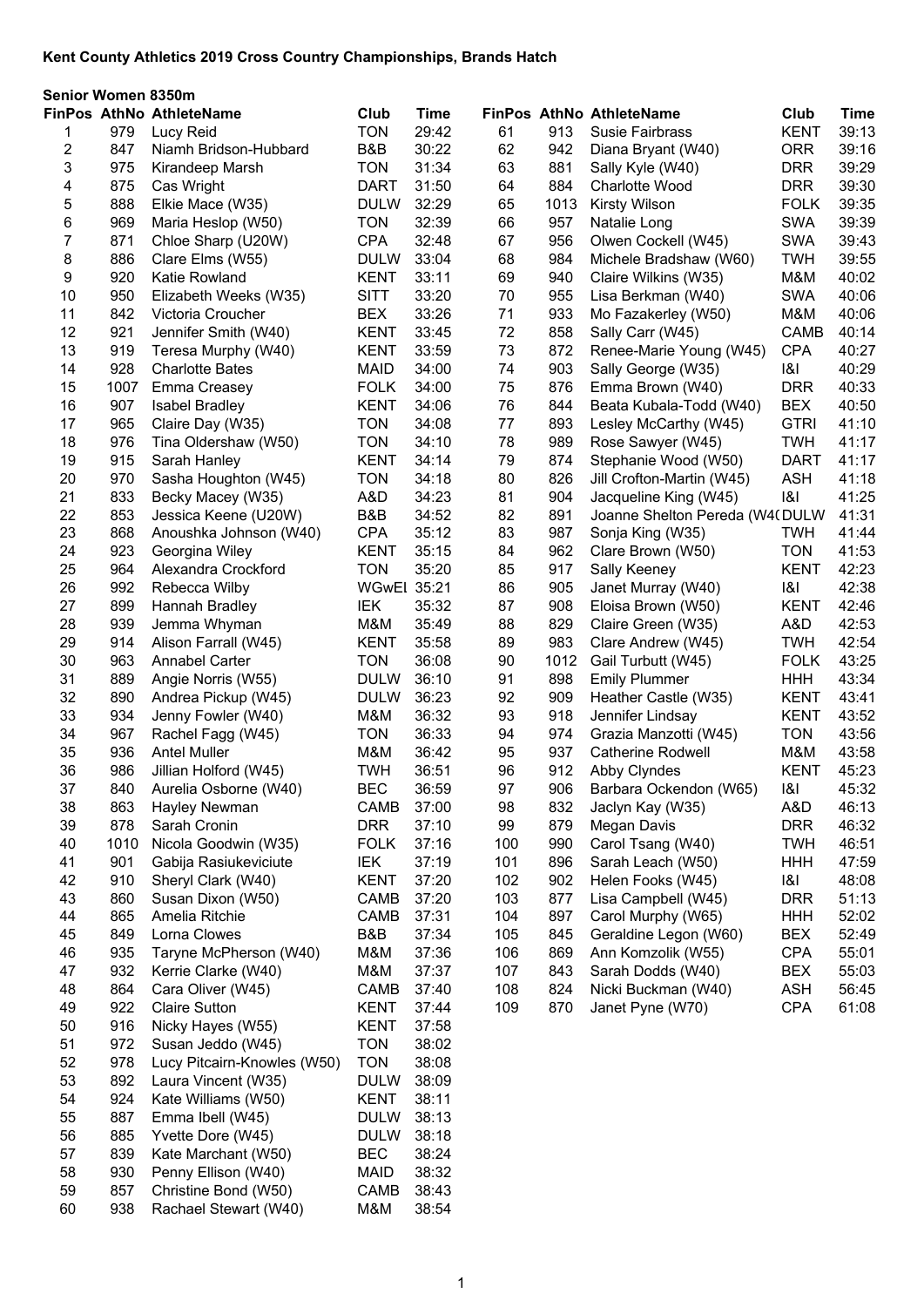**Kent County Athletics 2019 Cross Country Championships, Brands Hatch**

**Senior Women 8350m**

| FinPos | AthNo | AthleteName | Club | Time |
|---|---|---|---|---|
| 1 | 979 | Lucy Reid | TON | 29:42 |
| 2 | 847 | Niamh Bridson-Hubbard | B&B | 30:22 |
| 3 | 975 | Kirandeep Marsh | TON | 31:34 |
| 4 | 875 | Cas Wright | DART | 31:50 |
| 5 | 888 | Elkie Mace (W35) | DULW | 32:29 |
| 6 | 969 | Maria Heslop (W50) | TON | 32:39 |
| 7 | 871 | Chloe Sharp (U20W) | CPA | 32:48 |
| 8 | 886 | Clare Elms (W55) | DULW | 33:04 |
| 9 | 920 | Katie Rowland | KENT | 33:11 |
| 10 | 950 | Elizabeth Weeks (W35) | SITT | 33:20 |
| 11 | 842 | Victoria Croucher | BEX | 33:26 |
| 12 | 921 | Jennifer Smith (W40) | KENT | 33:45 |
| 13 | 919 | Teresa Murphy (W40) | KENT | 33:59 |
| 14 | 928 | Charlotte Bates | MAID | 34:00 |
| 15 | 1007 | Emma Creasey | FOLK | 34:00 |
| 16 | 907 | Isabel Bradley | KENT | 34:06 |
| 17 | 965 | Claire Day (W35) | TON | 34:08 |
| 18 | 976 | Tina Oldershaw (W50) | TON | 34:10 |
| 19 | 915 | Sarah Hanley | KENT | 34:14 |
| 20 | 970 | Sasha Houghton (W45) | TON | 34:18 |
| 21 | 833 | Becky Macey (W35) | A&D | 34:23 |
| 22 | 853 | Jessica Keene (U20W) | B&B | 34:52 |
| 23 | 868 | Anoushka Johnson (W40) | CPA | 35:12 |
| 24 | 923 | Georgina Wiley | KENT | 35:15 |
| 25 | 964 | Alexandra Crockford | TON | 35:20 |
| 26 | 992 | Rebecca Wilby | WGwEl | 35:21 |
| 27 | 899 | Hannah Bradley | IEK | 35:32 |
| 28 | 939 | Jemma Whyman | M&M | 35:49 |
| 29 | 914 | Alison Farrall (W45) | KENT | 35:58 |
| 30 | 963 | Annabel Carter | TON | 36:08 |
| 31 | 889 | Angie Norris (W55) | DULW | 36:10 |
| 32 | 890 | Andrea Pickup (W45) | DULW | 36:23 |
| 33 | 934 | Jenny Fowler (W40) | M&M | 36:32 |
| 34 | 967 | Rachel Fagg (W45) | TON | 36:33 |
| 35 | 936 | Antel Muller | M&M | 36:42 |
| 36 | 986 | Jillian Holford (W45) | TWH | 36:51 |
| 37 | 840 | Aurelia Osborne (W40) | BEC | 36:59 |
| 38 | 863 | Hayley Newman | CAMB | 37:00 |
| 39 | 878 | Sarah Cronin | DRR | 37:10 |
| 40 | 1010 | Nicola Goodwin (W35) | FOLK | 37:16 |
| 41 | 901 | Gabija Rasiukeviciute | IEK | 37:19 |
| 42 | 910 | Sheryl Clark (W40) | KENT | 37:20 |
| 43 | 860 | Susan Dixon (W50) | CAMB | 37:20 |
| 44 | 865 | Amelia Ritchie | CAMB | 37:31 |
| 45 | 849 | Lorna Clowes | B&B | 37:34 |
| 46 | 935 | Taryne McPherson (W40) | M&M | 37:36 |
| 47 | 932 | Kerrie Clarke (W40) | M&M | 37:37 |
| 48 | 864 | Cara Oliver (W45) | CAMB | 37:40 |
| 49 | 922 | Claire Sutton | KENT | 37:44 |
| 50 | 916 | Nicky Hayes (W55) | KENT | 37:58 |
| 51 | 972 | Susan Jeddo (W45) | TON | 38:02 |
| 52 | 978 | Lucy Pitcairn-Knowles (W50) | TON | 38:08 |
| 53 | 892 | Laura Vincent (W35) | DULW | 38:09 |
| 54 | 924 | Kate Williams (W50) | KENT | 38:11 |
| 55 | 887 | Emma Ibell (W45) | DULW | 38:13 |
| 56 | 885 | Yvette Dore (W45) | DULW | 38:18 |
| 57 | 839 | Kate Marchant (W50) | BEC | 38:24 |
| 58 | 930 | Penny Ellison (W40) | MAID | 38:32 |
| 59 | 857 | Christine Bond (W50) | CAMB | 38:43 |
| 60 | 938 | Rachael Stewart (W40) | M&M | 38:54 |
| 61 | 913 | Susie Fairbrass | KENT | 39:13 |
| 62 | 942 | Diana Bryant (W40) | ORR | 39:16 |
| 63 | 881 | Sally Kyle (W40) | DRR | 39:29 |
| 64 | 884 | Charlotte Wood | DRR | 39:30 |
| 65 | 1013 | Kirsty Wilson | FOLK | 39:35 |
| 66 | 957 | Natalie Long | SWA | 39:39 |
| 67 | 956 | Olwen Cockell (W45) | SWA | 39:43 |
| 68 | 984 | Michele Bradshaw (W60) | TWH | 39:55 |
| 69 | 940 | Claire Wilkins (W35) | M&M | 40:02 |
| 70 | 955 | Lisa Berkman (W40) | SWA | 40:06 |
| 71 | 933 | Mo Fazakerley (W50) | M&M | 40:06 |
| 72 | 858 | Sally Carr (W45) | CAMB | 40:14 |
| 73 | 872 | Renee-Marie Young (W45) | CPA | 40:27 |
| 74 | 903 | Sally George (W35) | I&I | 40:29 |
| 75 | 876 | Emma Brown (W40) | DRR | 40:33 |
| 76 | 844 | Beata Kubala-Todd (W40) | BEX | 40:50 |
| 77 | 893 | Lesley McCarthy (W45) | GTRI | 41:10 |
| 78 | 989 | Rose Sawyer (W45) | TWH | 41:17 |
| 79 | 874 | Stephanie Wood (W50) | DART | 41:17 |
| 80 | 826 | Jill Crofton-Martin (W45) | ASH | 41:18 |
| 81 | 904 | Jacqueline King (W45) | I&I | 41:25 |
| 82 | 891 | Joanne Shelton Pereda (W4( | DULW | 41:31 |
| 83 | 987 | Sonja King (W35) | TWH | 41:44 |
| 84 | 962 | Clare Brown (W50) | TON | 41:53 |
| 85 | 917 | Sally Keeney | KENT | 42:23 |
| 86 | 905 | Janet Murray (W40) | I&I | 42:38 |
| 87 | 908 | Eloisa Brown (W50) | KENT | 42:46 |
| 88 | 829 | Claire Green (W35) | A&D | 42:53 |
| 89 | 983 | Clare Andrew (W45) | TWH | 42:54 |
| 90 | 1012 | Gail Turbutt (W45) | FOLK | 43:25 |
| 91 | 898 | Emily Plummer | HHH | 43:34 |
| 92 | 909 | Heather Castle (W35) | KENT | 43:41 |
| 93 | 918 | Jennifer Lindsay | KENT | 43:52 |
| 94 | 974 | Grazia Manzotti (W45) | TON | 43:56 |
| 95 | 937 | Catherine Rodwell | M&M | 43:58 |
| 96 | 912 | Abby Clyndes | KENT | 45:23 |
| 97 | 906 | Barbara Ockendon (W65) | I&I | 45:32 |
| 98 | 832 | Jaclyn Kay (W35) | A&D | 46:13 |
| 99 | 879 | Megan Davis | DRR | 46:32 |
| 100 | 990 | Carol Tsang (W40) | TWH | 46:51 |
| 101 | 896 | Sarah Leach (W50) | HHH | 47:59 |
| 102 | 902 | Helen Fooks (W45) | I&I | 48:08 |
| 103 | 877 | Lisa Campbell (W45) | DRR | 51:13 |
| 104 | 897 | Carol Murphy (W65) | HHH | 52:02 |
| 105 | 845 | Geraldine Legon (W60) | BEX | 52:49 |
| 106 | 869 | Ann Komzolik (W55) | CPA | 55:01 |
| 107 | 843 | Sarah Dodds (W40) | BEX | 55:03 |
| 108 | 824 | Nicki Buckman (W40) | ASH | 56:45 |
| 109 | 870 | Janet Pyne (W70) | CPA | 61:08 |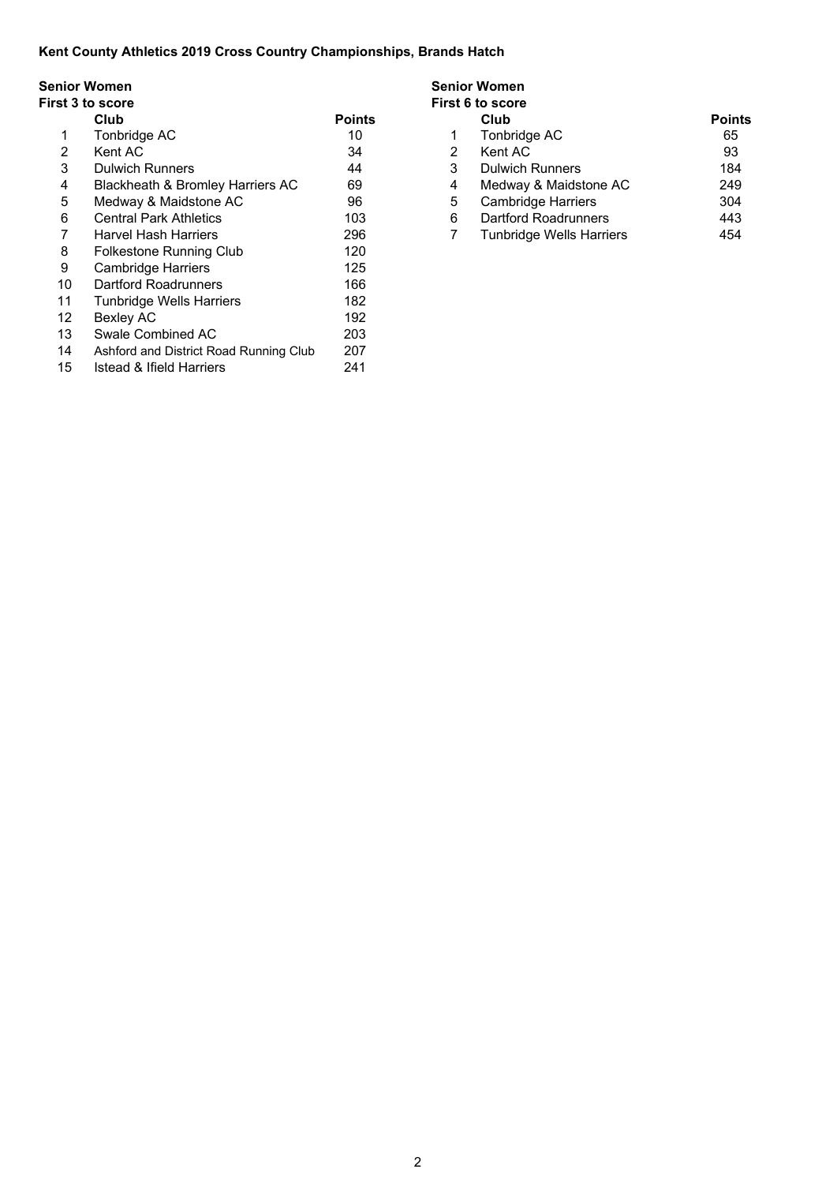**Kent County Athletics 2019 Cross Country Championships, Brands Hatch**

**Senior Women**
**First 3 to score**

| | Club | Points |
|---|---|---|
| 1 | Tonbridge AC | 10 |
| 2 | Kent AC | 34 |
| 3 | Dulwich Runners | 44 |
| 4 | Blackheath & Bromley Harriers AC | 69 |
| 5 | Medway & Maidstone AC | 96 |
| 6 | Central Park Athletics | 103 |
| 7 | Harvel Hash Harriers | 296 |
| 8 | Folkestone Running Club | 120 |
| 9 | Cambridge Harriers | 125 |
| 10 | Dartford Roadrunners | 166 |
| 11 | Tunbridge Wells Harriers | 182 |
| 12 | Bexley AC | 192 |
| 13 | Swale Combined AC | 203 |
| 14 | Ashford and District Road Running Club | 207 |
| 15 | Istead & Ifield Harriers | 241 |

**Senior Women**
**First 6 to score**

| | Club | Points |
|---|---|---|
| 1 | Tonbridge AC | 65 |
| 2 | Kent AC | 93 |
| 3 | Dulwich Runners | 184 |
| 4 | Medway & Maidstone AC | 249 |
| 5 | Cambridge Harriers | 304 |
| 6 | Dartford Roadrunners | 443 |
| 7 | Tunbridge Wells Harriers | 454 |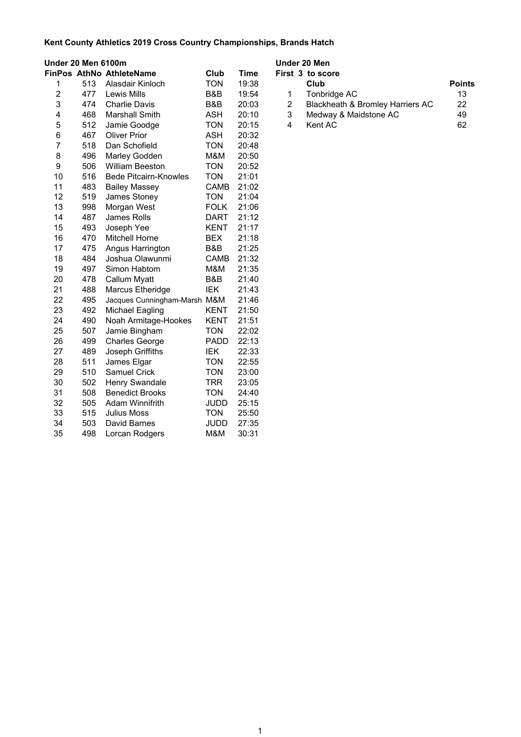**Kent County Athletics 2019 Cross Country Championships, Brands Hatch**

**Under 20 Men 6100m**

| FinPos | AthNo | AthleteName | Club | Time |
|---|---|---|---|---|
| 1 | 513 | Alasdair Kinloch | TON | 19:38 |
| 2 | 477 | Lewis Mills | B&B | 19:54 |
| 3 | 474 | Charlie Davis | B&B | 20:03 |
| 4 | 468 | Marshall Smith | ASH | 20:10 |
| 5 | 512 | Jamie Goodge | TON | 20:15 |
| 6 | 467 | Oliver Prior | ASH | 20:32 |
| 7 | 518 | Dan Schofield | TON | 20:48 |
| 8 | 496 | Marley Godden | M&M | 20:50 |
| 9 | 506 | William Beeston | TON | 20:52 |
| 10 | 516 | Bede Pitcairn-Knowles | TON | 21:01 |
| 11 | 483 | Bailey Massey | CAMB | 21:02 |
| 12 | 519 | James Stoney | TON | 21:04 |
| 13 | 998 | Morgan West | FOLK | 21:06 |
| 14 | 487 | James Rolls | DART | 21:12 |
| 15 | 493 | Joseph Yee | KENT | 21:17 |
| 16 | 470 | Mitchell Horne | BEX | 21:18 |
| 17 | 475 | Angus Harrington | B&B | 21:25 |
| 18 | 484 | Joshua Olawunmi | CAMB | 21:32 |
| 19 | 497 | Simon Habtom | M&M | 21:35 |
| 20 | 478 | Callum Myatt | B&B | 21:40 |
| 21 | 488 | Marcus Etheridge | IEK | 21:43 |
| 22 | 495 | Jacques Cunningham-Marsh | M&M | 21:46 |
| 23 | 492 | Michael Eagling | KENT | 21:50 |
| 24 | 490 | Noah Armitage-Hookes | KENT | 21:51 |
| 25 | 507 | Jamie Bingham | TON | 22:02 |
| 26 | 499 | Charles George | PADD | 22:13 |
| 27 | 489 | Joseph Griffiths | IEK | 22:33 |
| 28 | 511 | James Elgar | TON | 22:55 |
| 29 | 510 | Samuel Crick | TON | 23:00 |
| 30 | 502 | Henry Swandale | TRR | 23:05 |
| 31 | 508 | Benedict Brooks | TON | 24:40 |
| 32 | 505 | Adam Winnifrith | JUDD | 25:15 |
| 33 | 515 | Julius Moss | TON | 25:50 |
| 34 | 503 | David Barnes | JUDD | 27:35 |
| 35 | 498 | Lorcan Rodgers | M&M | 30:31 |

**Under 20 Men**

**First 3 to score**

| | Club | Points |
|---|---|---|
| 1 | Tonbridge AC | 13 |
| 2 | Blackheath & Bromley Harriers AC | 22 |
| 3 | Medway & Maidstone AC | 49 |
| 4 | Kent AC | 62 |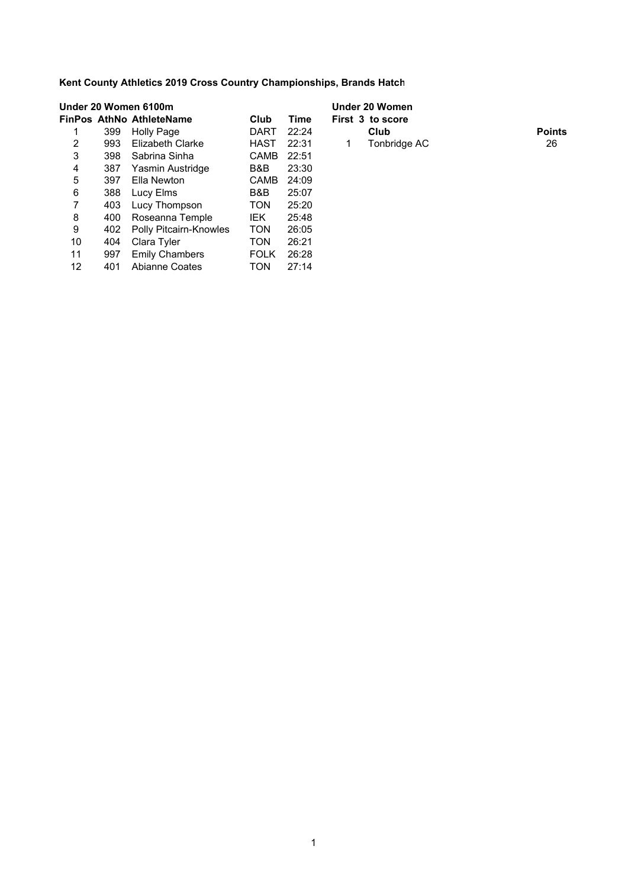**Kent County Athletics 2019 Cross Country Championships, Brands Hatch**

**Under 20 Women 6100m**

| FinPos | AthNo | AthleteName | Club | Time |
|---|---|---|---|---|
| 1 | 399 | Holly Page | DART | 22:24 |
| 2 | 993 | Elizabeth Clarke | HAST | 22:31 |
| 3 | 398 | Sabrina Sinha | CAMB | 22:51 |
| 4 | 387 | Yasmin Austridge | B&B | 23:30 |
| 5 | 397 | Ella Newton | CAMB | 24:09 |
| 6 | 388 | Lucy Elms | B&B | 25:07 |
| 7 | 403 | Lucy Thompson | TON | 25:20 |
| 8 | 400 | Roseanna Temple | IEK | 25:48 |
| 9 | 402 | Polly Pitcairn-Knowles | TON | 26:05 |
| 10 | 404 | Clara Tyler | TON | 26:21 |
| 11 | 997 | Emily Chambers | FOLK | 26:28 |
| 12 | 401 | Abianne Coates | TON | 27:14 |

**Under 20 Women**

**First 3 to score**

| | Club | Points |
|---|---|---|
| 1 | Tonbridge AC | 26 |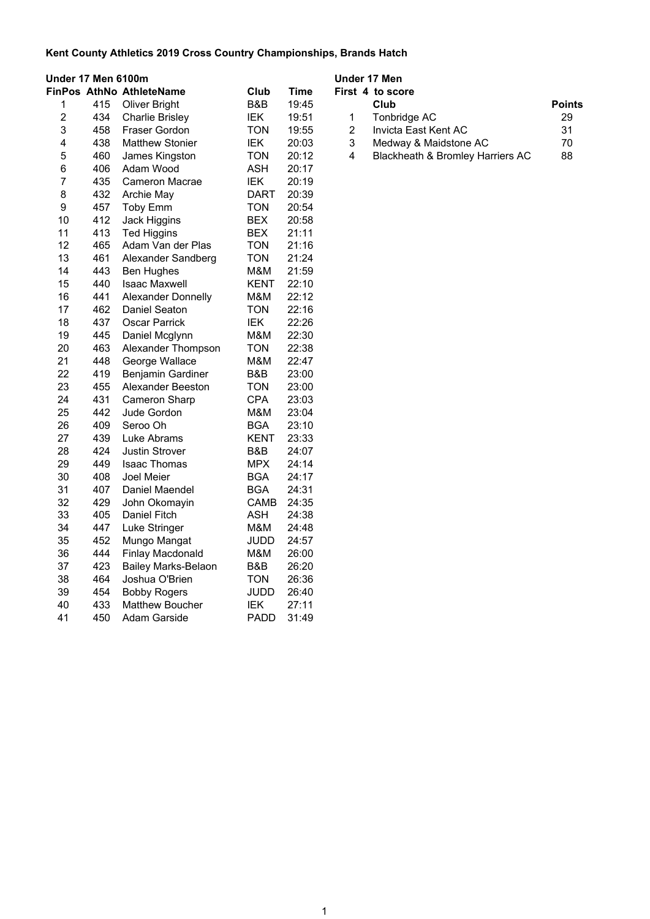**Kent County Athletics 2019 Cross Country Championships, Brands Hatch**

**Under 17 Men 6100m**

| FinPos | AthNo | AthleteName | Club | Time |
|---|---|---|---|---|
| 1 | 415 | Oliver Bright | B&B | 19:45 |
| 2 | 434 | Charlie Brisley | IEK | 19:51 |
| 3 | 458 | Fraser Gordon | TON | 19:55 |
| 4 | 438 | Matthew Stonier | IEK | 20:03 |
| 5 | 460 | James Kingston | TON | 20:12 |
| 6 | 406 | Adam Wood | ASH | 20:17 |
| 7 | 435 | Cameron Macrae | IEK | 20:19 |
| 8 | 432 | Archie May | DART | 20:39 |
| 9 | 457 | Toby Emm | TON | 20:54 |
| 10 | 412 | Jack Higgins | BEX | 20:58 |
| 11 | 413 | Ted Higgins | BEX | 21:11 |
| 12 | 465 | Adam Van der Plas | TON | 21:16 |
| 13 | 461 | Alexander Sandberg | TON | 21:24 |
| 14 | 443 | Ben Hughes | M&M | 21:59 |
| 15 | 440 | Isaac Maxwell | KENT | 22:10 |
| 16 | 441 | Alexander Donnelly | M&M | 22:12 |
| 17 | 462 | Daniel Seaton | TON | 22:16 |
| 18 | 437 | Oscar Parrick | IEK | 22:26 |
| 19 | 445 | Daniel Mcglynn | M&M | 22:30 |
| 20 | 463 | Alexander Thompson | TON | 22:38 |
| 21 | 448 | George Wallace | M&M | 22:47 |
| 22 | 419 | Benjamin Gardiner | B&B | 23:00 |
| 23 | 455 | Alexander Beeston | TON | 23:00 |
| 24 | 431 | Cameron Sharp | CPA | 23:03 |
| 25 | 442 | Jude Gordon | M&M | 23:04 |
| 26 | 409 | Seroo Oh | BGA | 23:10 |
| 27 | 439 | Luke Abrams | KENT | 23:33 |
| 28 | 424 | Justin Strover | B&B | 24:07 |
| 29 | 449 | Isaac Thomas | MPX | 24:14 |
| 30 | 408 | Joel Meier | BGA | 24:17 |
| 31 | 407 | Daniel Maendel | BGA | 24:31 |
| 32 | 429 | John Okomayin | CAMB | 24:35 |
| 33 | 405 | Daniel Fitch | ASH | 24:38 |
| 34 | 447 | Luke Stringer | M&M | 24:48 |
| 35 | 452 | Mungo Mangat | JUDD | 24:57 |
| 36 | 444 | Finlay Macdonald | M&M | 26:00 |
| 37 | 423 | Bailey Marks-Belaon | B&B | 26:20 |
| 38 | 464 | Joshua O'Brien | TON | 26:36 |
| 39 | 454 | Bobby Rogers | JUDD | 26:40 |
| 40 | 433 | Matthew Boucher | IEK | 27:11 |
| 41 | 450 | Adam Garside | PADD | 31:49 |

**Under 17 Men**

**First 4 to score**

| | Club | Points |
|---|---|---|
| 1 | Tonbridge AC | 29 |
| 2 | Invicta East Kent AC | 31 |
| 3 | Medway & Maidstone AC | 70 |
| 4 | Blackheath & Bromley Harriers AC | 88 |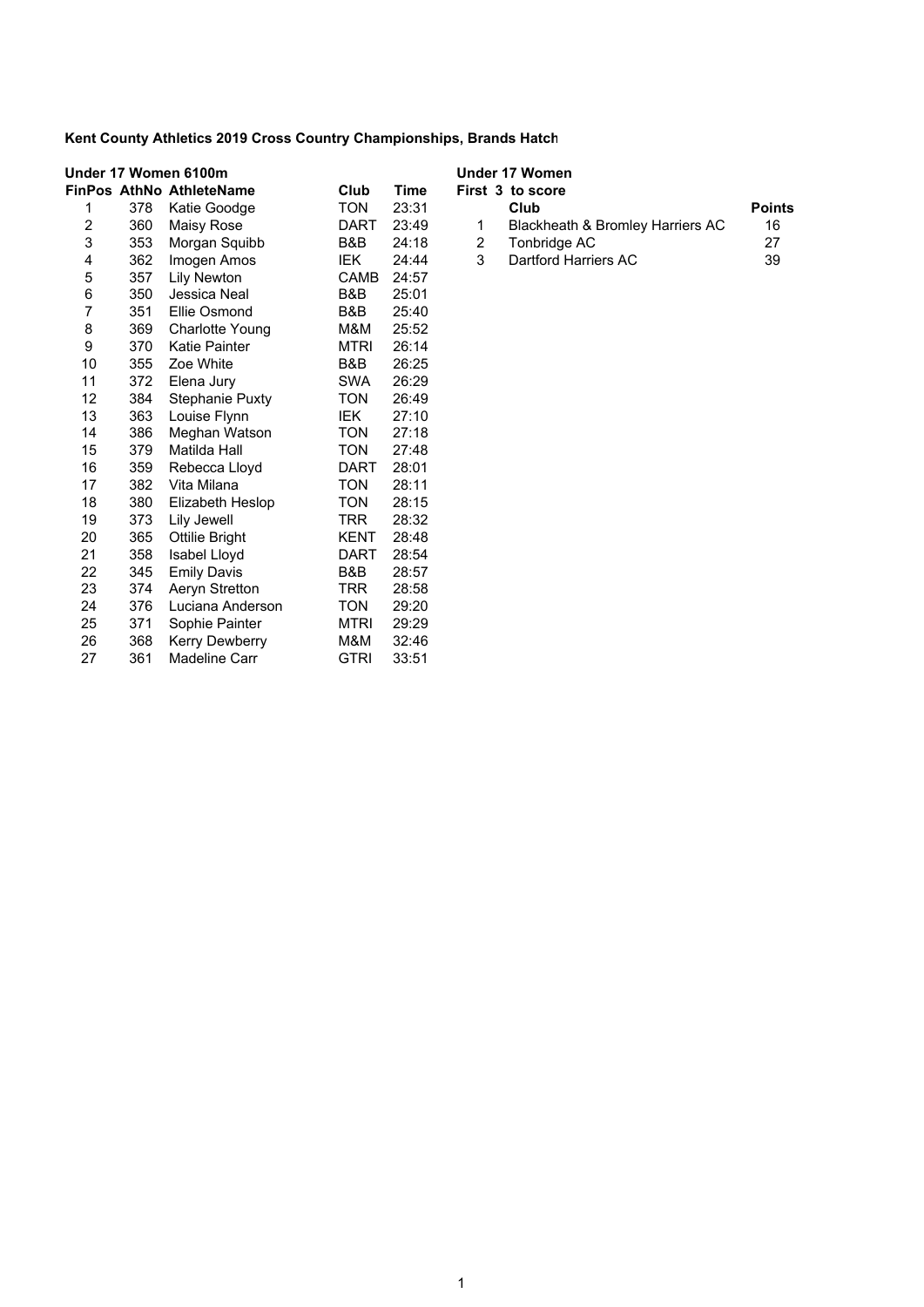**Kent County Athletics 2019 Cross Country Championships, Brands Hatch**

**Under 17 Women 6100m**

| FinPos | AthNo | AthleteName | Club | Time |
|---|---|---|---|---|
| 1 | 378 | Katie Goodge | TON | 23:31 |
| 2 | 360 | Maisy Rose | DART | 23:49 |
| 3 | 353 | Morgan Squibb | B&B | 24:18 |
| 4 | 362 | Imogen Amos | IEK | 24:44 |
| 5 | 357 | Lily Newton | CAMB | 24:57 |
| 6 | 350 | Jessica Neal | B&B | 25:01 |
| 7 | 351 | Ellie Osmond | B&B | 25:40 |
| 8 | 369 | Charlotte Young | M&M | 25:52 |
| 9 | 370 | Katie Painter | MTRI | 26:14 |
| 10 | 355 | Zoe White | B&B | 26:25 |
| 11 | 372 | Elena Jury | SWA | 26:29 |
| 12 | 384 | Stephanie Puxty | TON | 26:49 |
| 13 | 363 | Louise Flynn | IEK | 27:10 |
| 14 | 386 | Meghan Watson | TON | 27:18 |
| 15 | 379 | Matilda Hall | TON | 27:48 |
| 16 | 359 | Rebecca Lloyd | DART | 28:01 |
| 17 | 382 | Vita Milana | TON | 28:11 |
| 18 | 380 | Elizabeth Heslop | TON | 28:15 |
| 19 | 373 | Lily Jewell | TRR | 28:32 |
| 20 | 365 | Ottilie Bright | KENT | 28:48 |
| 21 | 358 | Isabel Lloyd | DART | 28:54 |
| 22 | 345 | Emily Davis | B&B | 28:57 |
| 23 | 374 | Aeryn Stretton | TRR | 28:58 |
| 24 | 376 | Luciana Anderson | TON | 29:20 |
| 25 | 371 | Sophie Painter | MTRI | 29:29 |
| 26 | 368 | Kerry Dewberry | M&M | 32:46 |
| 27 | 361 | Madeline Carr | GTRI | 33:51 |

**Under 17 Women**

**First 3 to score**

| | Club | Points |
|---|---|---|
| 1 | Blackheath & Bromley Harriers AC | 16 |
| 2 | Tonbridge AC | 27 |
| 3 | Dartford Harriers AC | 39 |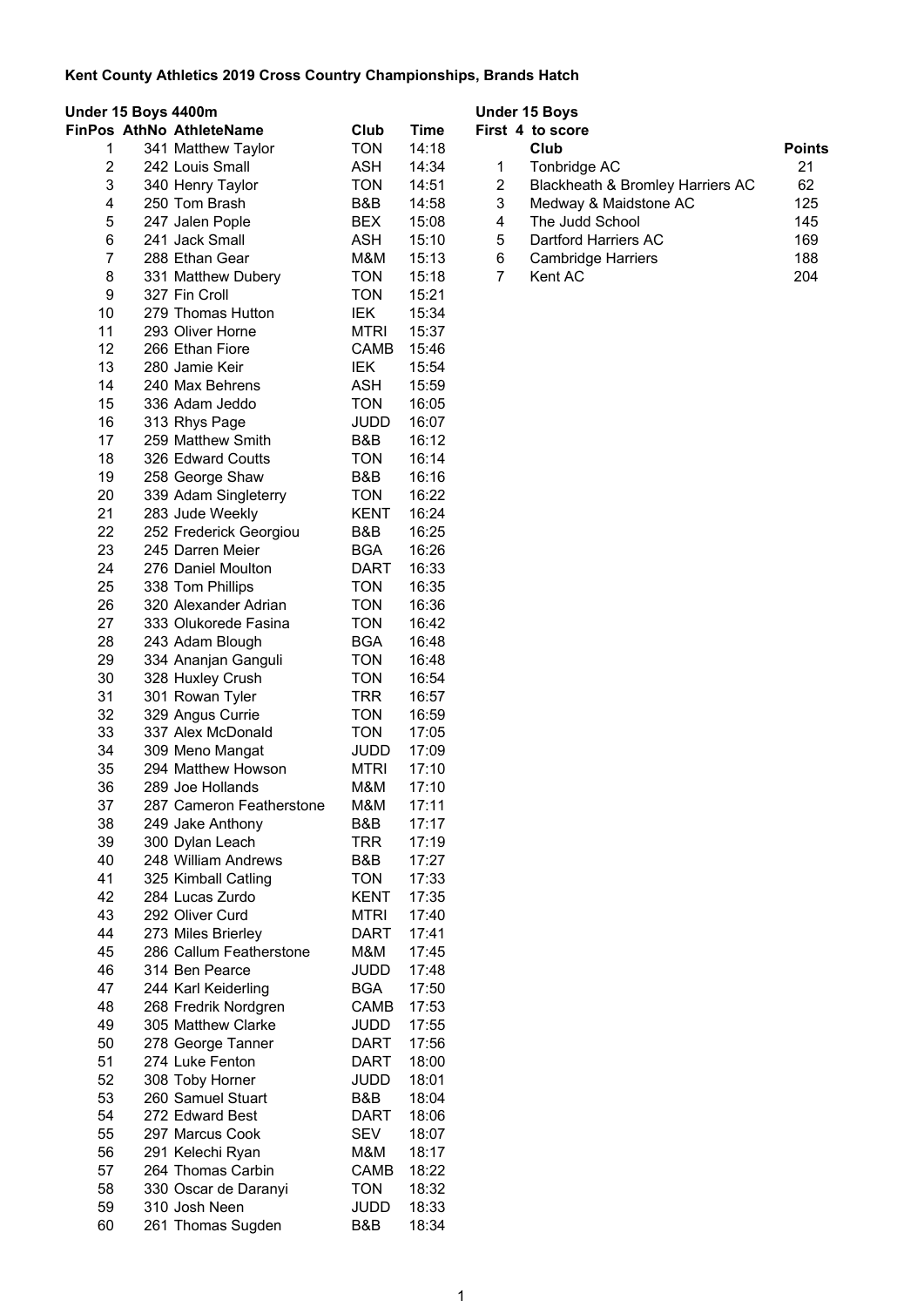**Kent County Athletics 2019 Cross Country Championships, Brands Hatch**

**Under 15 Boys 4400m**

| FinPos | AthNo | AthleteName | Club | Time |
|---|---|---|---|---|
| 1 | 341 | Matthew Taylor | TON | 14:18 |
| 2 | 242 | Louis Small | ASH | 14:34 |
| 3 | 340 | Henry Taylor | TON | 14:51 |
| 4 | 250 | Tom Brash | B&B | 14:58 |
| 5 | 247 | Jalen Pople | BEX | 15:08 |
| 6 | 241 | Jack Small | ASH | 15:10 |
| 7 | 288 | Ethan Gear | M&M | 15:13 |
| 8 | 331 | Matthew Dubery | TON | 15:18 |
| 9 | 327 | Fin Croll | TON | 15:21 |
| 10 | 279 | Thomas Hutton | IEK | 15:34 |
| 11 | 293 | Oliver Horne | MTRI | 15:37 |
| 12 | 266 | Ethan Fiore | CAMB | 15:46 |
| 13 | 280 | Jamie Keir | IEK | 15:54 |
| 14 | 240 | Max Behrens | ASH | 15:59 |
| 15 | 336 | Adam Jeddo | TON | 16:05 |
| 16 | 313 | Rhys Page | JUDD | 16:07 |
| 17 | 259 | Matthew Smith | B&B | 16:12 |
| 18 | 326 | Edward Coutts | TON | 16:14 |
| 19 | 258 | George Shaw | B&B | 16:16 |
| 20 | 339 | Adam Singleterry | TON | 16:22 |
| 21 | 283 | Jude Weekly | KENT | 16:24 |
| 22 | 252 | Frederick Georgiou | B&B | 16:25 |
| 23 | 245 | Darren Meier | BGA | 16:26 |
| 24 | 276 | Daniel Moulton | DART | 16:33 |
| 25 | 338 | Tom Phillips | TON | 16:35 |
| 26 | 320 | Alexander Adrian | TON | 16:36 |
| 27 | 333 | Olukorede Fasina | TON | 16:42 |
| 28 | 243 | Adam Blough | BGA | 16:48 |
| 29 | 334 | Ananjan Ganguli | TON | 16:48 |
| 30 | 328 | Huxley Crush | TON | 16:54 |
| 31 | 301 | Rowan Tyler | TRR | 16:57 |
| 32 | 329 | Angus Currie | TON | 16:59 |
| 33 | 337 | Alex McDonald | TON | 17:05 |
| 34 | 309 | Meno Mangat | JUDD | 17:09 |
| 35 | 294 | Matthew Howson | MTRI | 17:10 |
| 36 | 289 | Joe Hollands | M&M | 17:10 |
| 37 | 287 | Cameron Featherstone | M&M | 17:11 |
| 38 | 249 | Jake Anthony | B&B | 17:17 |
| 39 | 300 | Dylan Leach | TRR | 17:19 |
| 40 | 248 | William Andrews | B&B | 17:27 |
| 41 | 325 | Kimball Catling | TON | 17:33 |
| 42 | 284 | Lucas Zurdo | KENT | 17:35 |
| 43 | 292 | Oliver Curd | MTRI | 17:40 |
| 44 | 273 | Miles Brierley | DART | 17:41 |
| 45 | 286 | Callum Featherstone | M&M | 17:45 |
| 46 | 314 | Ben Pearce | JUDD | 17:48 |
| 47 | 244 | Karl Keiderling | BGA | 17:50 |
| 48 | 268 | Fredrik Nordgren | CAMB | 17:53 |
| 49 | 305 | Matthew Clarke | JUDD | 17:55 |
| 50 | 278 | George Tanner | DART | 17:56 |
| 51 | 274 | Luke Fenton | DART | 18:00 |
| 52 | 308 | Toby Horner | JUDD | 18:01 |
| 53 | 260 | Samuel Stuart | B&B | 18:04 |
| 54 | 272 | Edward Best | DART | 18:06 |
| 55 | 297 | Marcus Cook | SEV | 18:07 |
| 56 | 291 | Kelechi Ryan | M&M | 18:17 |
| 57 | 264 | Thomas Carbin | CAMB | 18:22 |
| 58 | 330 | Oscar de Daranyi | TON | 18:32 |
| 59 | 310 | Josh Neen | JUDD | 18:33 |
| 60 | 261 | Thomas Sugden | B&B | 18:34 |

**Under 15 Boys**

First 4 to score

| | Club | Points |
|---|---|---|
| 1 | Tonbridge AC | 21 |
| 2 | Blackheath & Bromley Harriers AC | 62 |
| 3 | Medway & Maidstone AC | 125 |
| 4 | The Judd School | 145 |
| 5 | Dartford Harriers AC | 169 |
| 6 | Cambridge Harriers | 188 |
| 7 | Kent AC | 204 |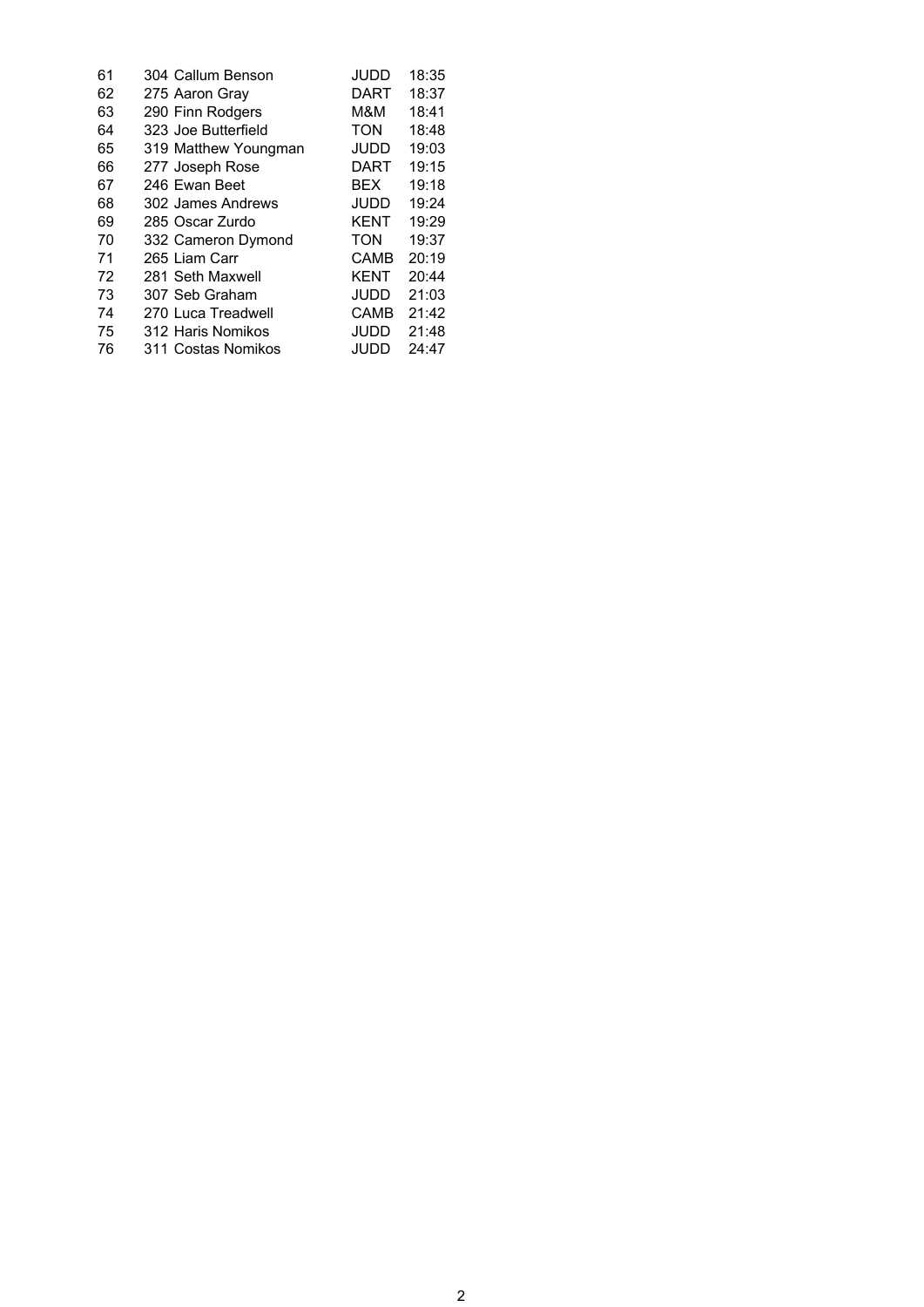| | | | | |
|---|---|---|---|---|
| 61 | 304 | Callum Benson | JUDD | 18:35 |
| 62 | 275 | Aaron Gray | DART | 18:37 |
| 63 | 290 | Finn Rodgers | M&M | 18:41 |
| 64 | 323 | Joe Butterfield | TON | 18:48 |
| 65 | 319 | Matthew Youngman | JUDD | 19:03 |
| 66 | 277 | Joseph Rose | DART | 19:15 |
| 67 | 246 | Ewan Beet | BEX | 19:18 |
| 68 | 302 | James Andrews | JUDD | 19:24 |
| 69 | 285 | Oscar Zurdo | KENT | 19:29 |
| 70 | 332 | Cameron Dymond | TON | 19:37 |
| 71 | 265 | Liam Carr | CAMB | 20:19 |
| 72 | 281 | Seth Maxwell | KENT | 20:44 |
| 73 | 307 | Seb Graham | JUDD | 21:03 |
| 74 | 270 | Luca Treadwell | CAMB | 21:42 |
| 75 | 312 | Haris Nomikos | JUDD | 21:48 |
| 76 | 311 | Costas Nomikos | JUDD | 24:47 |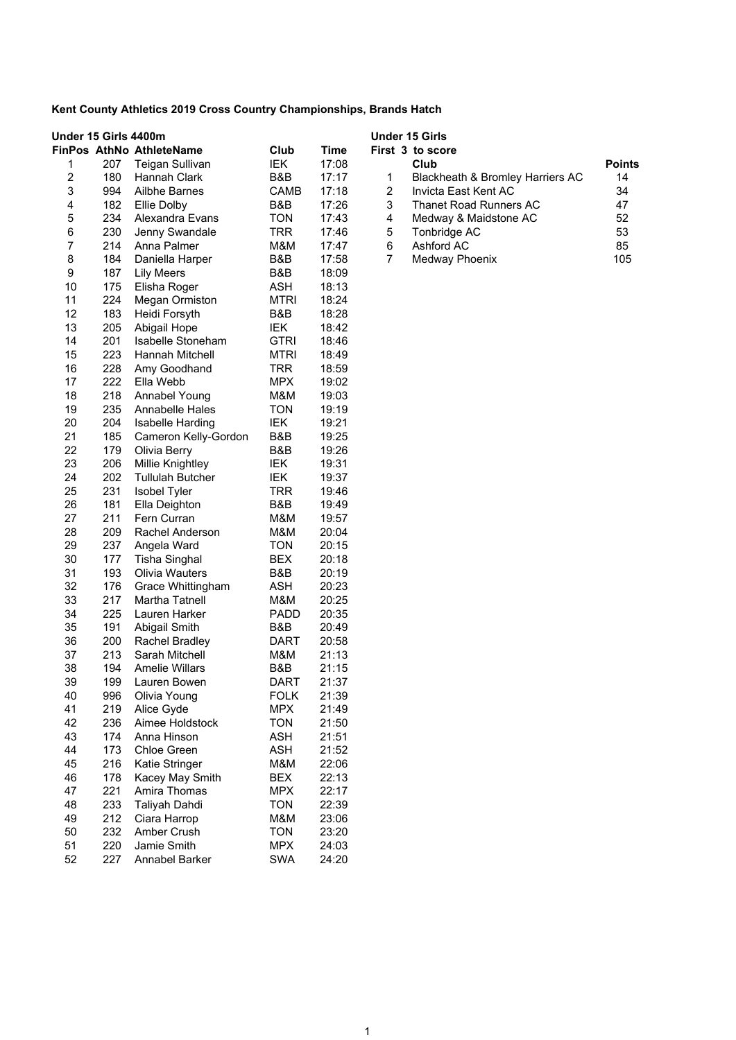**Kent County Athletics 2019 Cross Country Championships, Brands Hatch**

**Under 15 Girls 4400m**

| FinPos | AthNo | AthleteName | Club | Time |
|---|---|---|---|---|
| 1 | 207 | Teigan Sullivan | IEK | 17:08 |
| 2 | 180 | Hannah Clark | B&B | 17:17 |
| 3 | 994 | Ailbhe Barnes | CAMB | 17:18 |
| 4 | 182 | Ellie Dolby | B&B | 17:26 |
| 5 | 234 | Alexandra Evans | TON | 17:43 |
| 6 | 230 | Jenny Swandale | TRR | 17:46 |
| 7 | 214 | Anna Palmer | M&M | 17:47 |
| 8 | 184 | Daniella Harper | B&B | 17:58 |
| 9 | 187 | Lily Meers | B&B | 18:09 |
| 10 | 175 | Elisha Roger | ASH | 18:13 |
| 11 | 224 | Megan Ormiston | MTRI | 18:24 |
| 12 | 183 | Heidi Forsyth | B&B | 18:28 |
| 13 | 205 | Abigail Hope | IEK | 18:42 |
| 14 | 201 | Isabelle Stoneham | GTRI | 18:46 |
| 15 | 223 | Hannah Mitchell | MTRI | 18:49 |
| 16 | 228 | Amy Goodhand | TRR | 18:59 |
| 17 | 222 | Ella Webb | MPX | 19:02 |
| 18 | 218 | Annabel Young | M&M | 19:03 |
| 19 | 235 | Annabelle Hales | TON | 19:19 |
| 20 | 204 | Isabelle Harding | IEK | 19:21 |
| 21 | 185 | Cameron Kelly-Gordon | B&B | 19:25 |
| 22 | 179 | Olivia Berry | B&B | 19:26 |
| 23 | 206 | Millie Knightley | IEK | 19:31 |
| 24 | 202 | Tullulah Butcher | IEK | 19:37 |
| 25 | 231 | Isobel Tyler | TRR | 19:46 |
| 26 | 181 | Ella Deighton | B&B | 19:49 |
| 27 | 211 | Fern Curran | M&M | 19:57 |
| 28 | 209 | Rachel Anderson | M&M | 20:04 |
| 29 | 237 | Angela Ward | TON | 20:15 |
| 30 | 177 | Tisha Singhal | BEX | 20:18 |
| 31 | 193 | Olivia Wauters | B&B | 20:19 |
| 32 | 176 | Grace Whittingham | ASH | 20:23 |
| 33 | 217 | Martha Tatnell | M&M | 20:25 |
| 34 | 225 | Lauren Harker | PADD | 20:35 |
| 35 | 191 | Abigail Smith | B&B | 20:49 |
| 36 | 200 | Rachel Bradley | DART | 20:58 |
| 37 | 213 | Sarah Mitchell | M&M | 21:13 |
| 38 | 194 | Amelie Willars | B&B | 21:15 |
| 39 | 199 | Lauren Bowen | DART | 21:37 |
| 40 | 996 | Olivia Young | FOLK | 21:39 |
| 41 | 219 | Alice Gyde | MPX | 21:49 |
| 42 | 236 | Aimee Holdstock | TON | 21:50 |
| 43 | 174 | Anna Hinson | ASH | 21:51 |
| 44 | 173 | Chloe Green | ASH | 21:52 |
| 45 | 216 | Katie Stringer | M&M | 22:06 |
| 46 | 178 | Kacey May Smith | BEX | 22:13 |
| 47 | 221 | Amira Thomas | MPX | 22:17 |
| 48 | 233 | Taliyah Dahdi | TON | 22:39 |
| 49 | 212 | Ciara Harrop | M&M | 23:06 |
| 50 | 232 | Amber Crush | TON | 23:20 |
| 51 | 220 | Jamie Smith | MPX | 24:03 |
| 52 | 227 | Annabel Barker | SWA | 24:20 |

**Under 15 Girls**

**First 3 to score**

| | Club | Points |
|---|---|---|
| 1 | Blackheath & Bromley Harriers AC | 14 |
| 2 | Invicta East Kent AC | 34 |
| 3 | Thanet Road Runners AC | 47 |
| 4 | Medway & Maidstone AC | 52 |
| 5 | Tonbridge AC | 53 |
| 6 | Ashford AC | 85 |
| 7 | Medway Phoenix | 105 |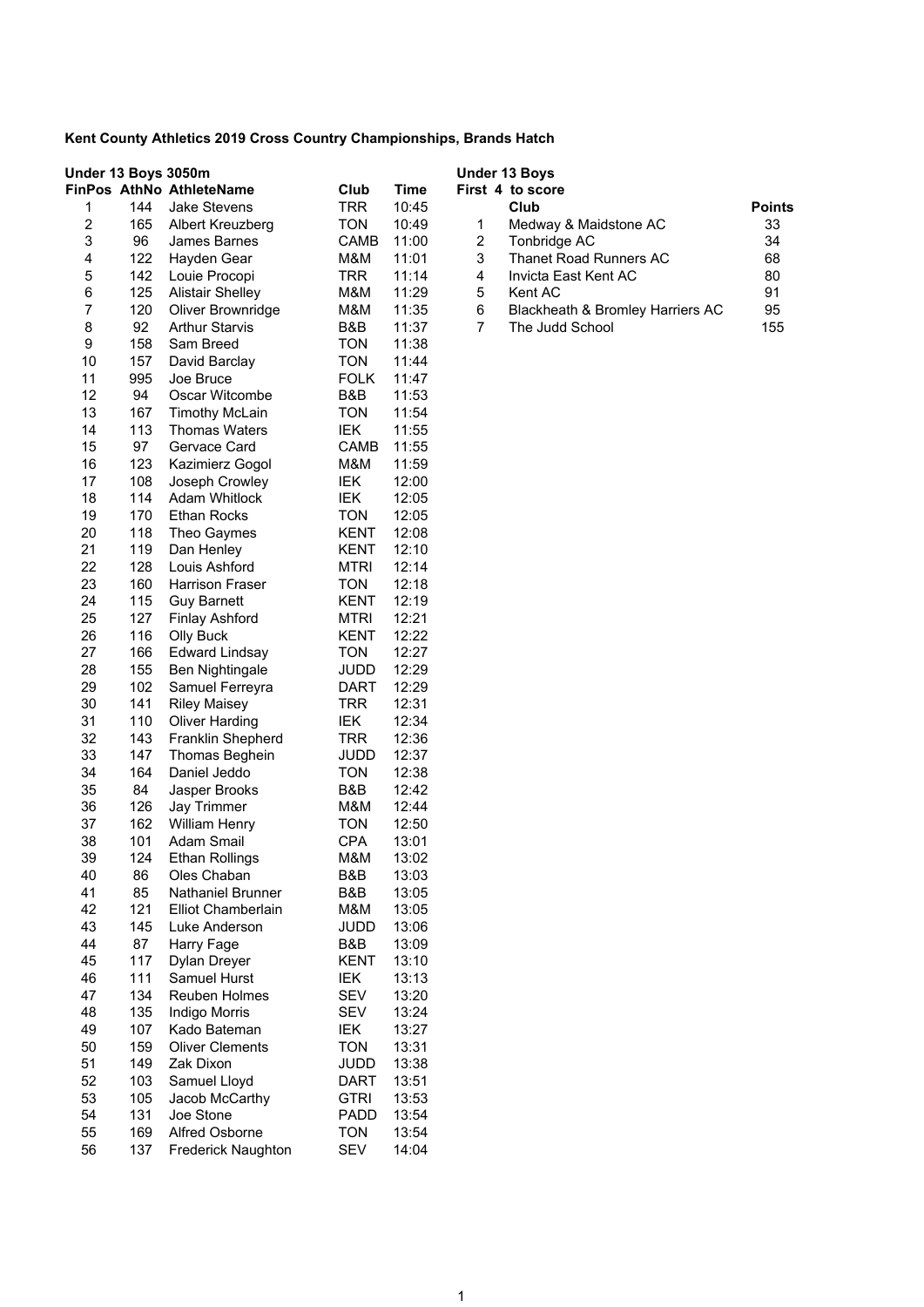**Kent County Athletics 2019 Cross Country Championships, Brands Hatch**

**Under 13 Boys 3050m**

| FinPos | AthNo | AthleteName | Club | Time |
|---|---|---|---|---|
| 1 | 144 | Jake Stevens | TRR | 10:45 |
| 2 | 165 | Albert Kreuzberg | TON | 10:49 |
| 3 | 96 | James Barnes | CAMB | 11:00 |
| 4 | 122 | Hayden Gear | M&M | 11:01 |
| 5 | 142 | Louie Procopi | TRR | 11:14 |
| 6 | 125 | Alistair Shelley | M&M | 11:29 |
| 7 | 120 | Oliver Brownridge | M&M | 11:35 |
| 8 | 92 | Arthur Starvis | B&B | 11:37 |
| 9 | 158 | Sam Breed | TON | 11:38 |
| 10 | 157 | David Barclay | TON | 11:44 |
| 11 | 995 | Joe Bruce | FOLK | 11:47 |
| 12 | 94 | Oscar Witcombe | B&B | 11:53 |
| 13 | 167 | Timothy McLain | TON | 11:54 |
| 14 | 113 | Thomas Waters | IEK | 11:55 |
| 15 | 97 | Gervace Card | CAMB | 11:55 |
| 16 | 123 | Kazimierz Gogol | M&M | 11:59 |
| 17 | 108 | Joseph Crowley | IEK | 12:00 |
| 18 | 114 | Adam Whitlock | IEK | 12:05 |
| 19 | 170 | Ethan Rocks | TON | 12:05 |
| 20 | 118 | Theo Gaymes | KENT | 12:08 |
| 21 | 119 | Dan Henley | KENT | 12:10 |
| 22 | 128 | Louis Ashford | MTRI | 12:14 |
| 23 | 160 | Harrison Fraser | TON | 12:18 |
| 24 | 115 | Guy Barnett | KENT | 12:19 |
| 25 | 127 | Finlay Ashford | MTRI | 12:21 |
| 26 | 116 | Olly Buck | KENT | 12:22 |
| 27 | 166 | Edward Lindsay | TON | 12:27 |
| 28 | 155 | Ben Nightingale | JUDD | 12:29 |
| 29 | 102 | Samuel Ferreyra | DART | 12:29 |
| 30 | 141 | Riley Maisey | TRR | 12:31 |
| 31 | 110 | Oliver Harding | IEK | 12:34 |
| 32 | 143 | Franklin Shepherd | TRR | 12:36 |
| 33 | 147 | Thomas Beghein | JUDD | 12:37 |
| 34 | 164 | Daniel Jeddo | TON | 12:38 |
| 35 | 84 | Jasper Brooks | B&B | 12:42 |
| 36 | 126 | Jay Trimmer | M&M | 12:44 |
| 37 | 162 | William Henry | TON | 12:50 |
| 38 | 101 | Adam Smail | CPA | 13:01 |
| 39 | 124 | Ethan Rollings | M&M | 13:02 |
| 40 | 86 | Oles Chaban | B&B | 13:03 |
| 41 | 85 | Nathaniel Brunner | B&B | 13:05 |
| 42 | 121 | Elliot Chamberlain | M&M | 13:05 |
| 43 | 145 | Luke Anderson | JUDD | 13:06 |
| 44 | 87 | Harry Fage | B&B | 13:09 |
| 45 | 117 | Dylan Dreyer | KENT | 13:10 |
| 46 | 111 | Samuel Hurst | IEK | 13:13 |
| 47 | 134 | Reuben Holmes | SEV | 13:20 |
| 48 | 135 | Indigo Morris | SEV | 13:24 |
| 49 | 107 | Kado Bateman | IEK | 13:27 |
| 50 | 159 | Oliver Clements | TON | 13:31 |
| 51 | 149 | Zak Dixon | JUDD | 13:38 |
| 52 | 103 | Samuel Lloyd | DART | 13:51 |
| 53 | 105 | Jacob McCarthy | GTRI | 13:53 |
| 54 | 131 | Joe Stone | PADD | 13:54 |
| 55 | 169 | Alfred Osborne | TON | 13:54 |
| 56 | 137 | Frederick Naughton | SEV | 14:04 |

**Under 13 Boys**
**First 4 to score**

| | Club | Points |
|---|---|---|
| 1 | Medway & Maidstone AC | 33 |
| 2 | Tonbridge AC | 34 |
| 3 | Thanet Road Runners AC | 68 |
| 4 | Invicta East Kent AC | 80 |
| 5 | Kent AC | 91 |
| 6 | Blackheath & Bromley Harriers AC | 95 |
| 7 | The Judd School | 155 |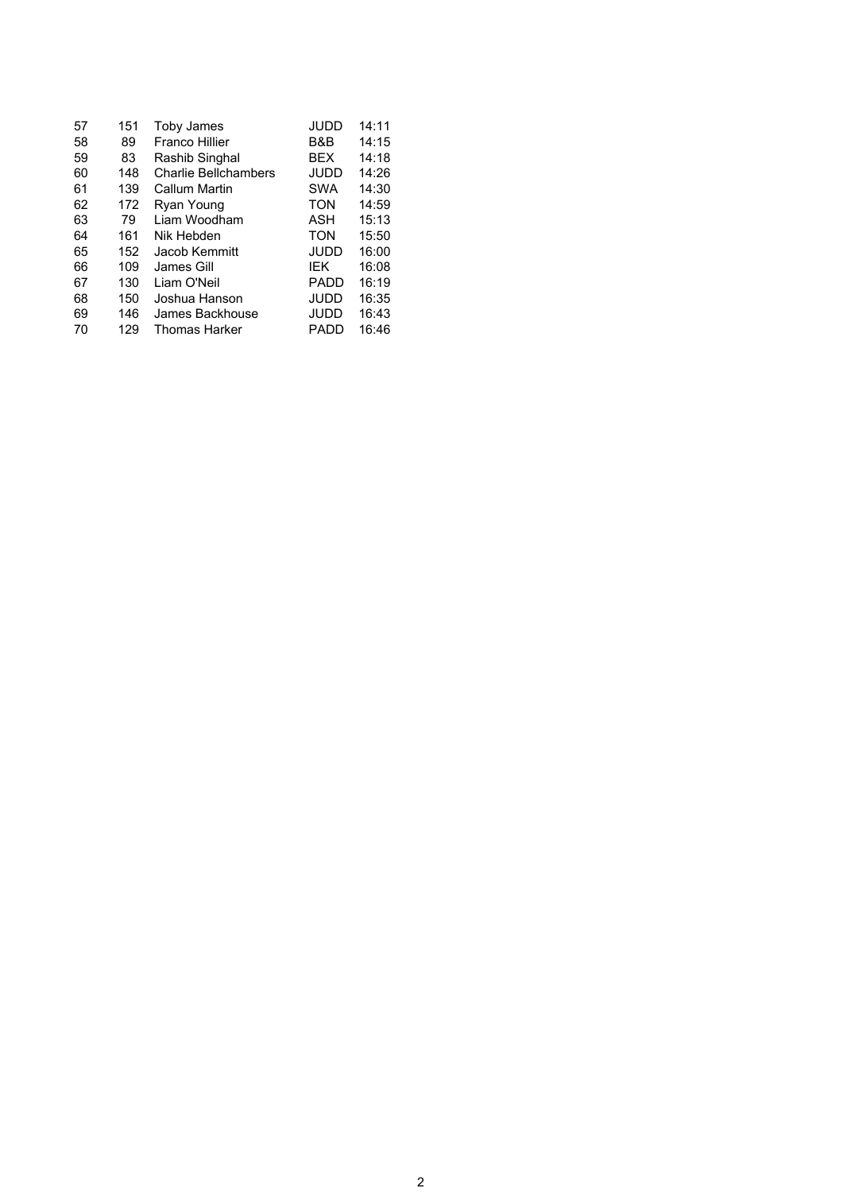| | | | | |
|---|---|---|---|---|
| 57 | 151 | Toby James | JUDD | 14:11 |
| 58 | 89 | Franco Hillier | B&B | 14:15 |
| 59 | 83 | Rashib Singhal | BEX | 14:18 |
| 60 | 148 | Charlie Bellchambers | JUDD | 14:26 |
| 61 | 139 | Callum Martin | SWA | 14:30 |
| 62 | 172 | Ryan Young | TON | 14:59 |
| 63 | 79 | Liam Woodham | ASH | 15:13 |
| 64 | 161 | Nik Hebden | TON | 15:50 |
| 65 | 152 | Jacob Kemmitt | JUDD | 16:00 |
| 66 | 109 | James Gill | IEK | 16:08 |
| 67 | 130 | Liam O'Neil | PADD | 16:19 |
| 68 | 150 | Joshua Hanson | JUDD | 16:35 |
| 69 | 146 | James Backhouse | JUDD | 16:43 |
| 70 | 129 | Thomas Harker | PADD | 16:46 |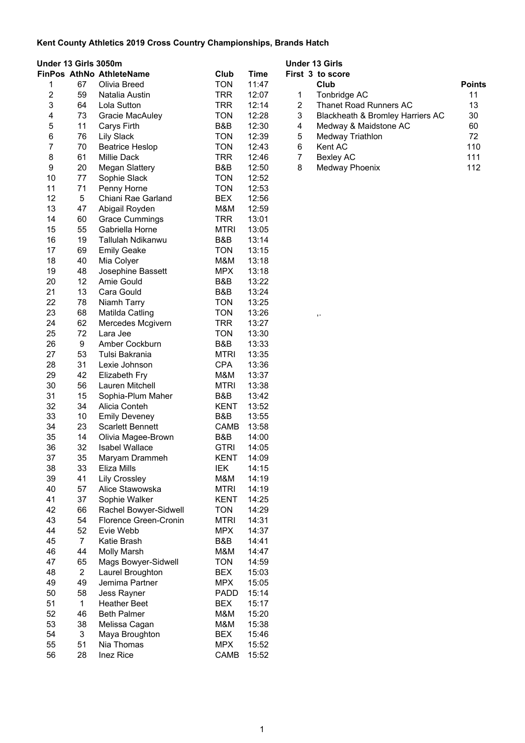**Kent County Athletics 2019 Cross Country Championships, Brands Hatch**

**Under 13 Girls 3050m**

| FinPos | AthNo | AthleteName | Club | Time |
|---|---|---|---|---|
| 1 | 67 | Olivia Breed | TON | 11:47 |
| 2 | 59 | Natalia Austin | TRR | 12:07 |
| 3 | 64 | Lola Sutton | TRR | 12:14 |
| 4 | 73 | Gracie MacAuley | TON | 12:28 |
| 5 | 11 | Carys Firth | B&B | 12:30 |
| 6 | 76 | Lily Slack | TON | 12:39 |
| 7 | 70 | Beatrice Heslop | TON | 12:43 |
| 8 | 61 | Millie Dack | TRR | 12:46 |
| 9 | 20 | Megan Slattery | B&B | 12:50 |
| 10 | 77 | Sophie Slack | TON | 12:52 |
| 11 | 71 | Penny Horne | TON | 12:53 |
| 12 | 5 | Chiani Rae Garland | BEX | 12:56 |
| 13 | 47 | Abigail Royden | M&M | 12:59 |
| 14 | 60 | Grace Cummings | TRR | 13:01 |
| 15 | 55 | Gabriella Horne | MTRI | 13:05 |
| 16 | 19 | Tallulah Ndikanwu | B&B | 13:14 |
| 17 | 69 | Emily Geake | TON | 13:15 |
| 18 | 40 | Mia Colyer | M&M | 13:18 |
| 19 | 48 | Josephine Bassett | MPX | 13:18 |
| 20 | 12 | Amie Gould | B&B | 13:22 |
| 21 | 13 | Cara Gould | B&B | 13:24 |
| 22 | 78 | Niamh Tarry | TON | 13:25 |
| 23 | 68 | Matilda Catling | TON | 13:26 |
| 24 | 62 | Mercedes Mcgivern | TRR | 13:27 |
| 25 | 72 | Lara Jee | TON | 13:30 |
| 26 | 9 | Amber Cockburn | B&B | 13:33 |
| 27 | 53 | Tulsi Bakrania | MTRI | 13:35 |
| 28 | 31 | Lexie Johnson | CPA | 13:36 |
| 29 | 42 | Elizabeth Fry | M&M | 13:37 |
| 30 | 56 | Lauren Mitchell | MTRI | 13:38 |
| 31 | 15 | Sophia-Plum Maher | B&B | 13:42 |
| 32 | 34 | Alicia Conteh | KENT | 13:52 |
| 33 | 10 | Emily Deveney | B&B | 13:55 |
| 34 | 23 | Scarlett Bennett | CAMB | 13:58 |
| 35 | 14 | Olivia Magee-Brown | B&B | 14:00 |
| 36 | 32 | Isabel Wallace | GTRI | 14:05 |
| 37 | 35 | Maryam Drammeh | KENT | 14:09 |
| 38 | 33 | Eliza Mills | IEK | 14:15 |
| 39 | 41 | Lily Crossley | M&M | 14:19 |
| 40 | 57 | Alice Stawowska | MTRI | 14:19 |
| 41 | 37 | Sophie Walker | KENT | 14:25 |
| 42 | 66 | Rachel Bowyer-Sidwell | TON | 14:29 |
| 43 | 54 | Florence Green-Cronin | MTRI | 14:31 |
| 44 | 52 | Evie Webb | MPX | 14:37 |
| 45 | 7 | Katie Brash | B&B | 14:41 |
| 46 | 44 | Molly Marsh | M&M | 14:47 |
| 47 | 65 | Mags Bowyer-Sidwell | TON | 14:59 |
| 48 | 2 | Laurel Broughton | BEX | 15:03 |
| 49 | 49 | Jemima Partner | MPX | 15:05 |
| 50 | 58 | Jess Rayner | PADD | 15:14 |
| 51 | 1 | Heather Beet | BEX | 15:17 |
| 52 | 46 | Beth Palmer | M&M | 15:20 |
| 53 | 38 | Melissa Cagan | M&M | 15:38 |
| 54 | 3 | Maya Broughton | BEX | 15:46 |
| 55 | 51 | Nia Thomas | MPX | 15:52 |
| 56 | 28 | Inez Rice | CAMB | 15:52 |

**Under 13 Girls**
**First 3 to score**

| | Club | Points |
|---|---|---|
| 1 | Tonbridge AC | 11 |
| 2 | Thanet Road Runners AC | 13 |
| 3 | Blackheath & Bromley Harriers AC | 30 |
| 4 | Medway & Maidstone AC | 60 |
| 5 | Medway Triathlon | 72 |
| 6 | Kent AC | 110 |
| 7 | Bexley AC | 111 |
| 8 | Medway Phoenix | 112 |

,.